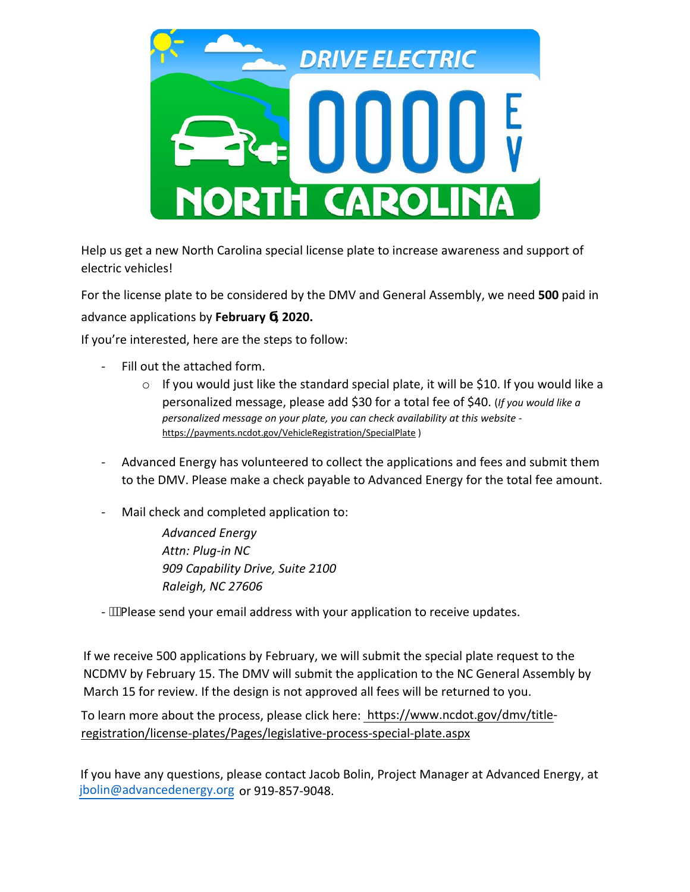Help us get a new North Carolina special license plate to increase awareness and support of electric vehicles!

For the license plate to be considered by the DMV and General Assembly, we need **500** paid in advance applications by **February 6, 2020.**

If you're interested, here are the steps to follow:

- Fill out the attached form.
    - If you would just like the standard special plate, it will be $10. If you would like a personalized message, please add $30 for a total fee of $40. (*If you would like a personalized message on your plate, you can check availability at this website -* https://payments.ncdot.gov/VehicleRegistration/SpecialPlate )
- Advanced Energy has volunteered to collect the applications and fees and submit them to the DMV. Please make a check payable to Advanced Energy for the total fee amount.
- Mail check and completed application to:

  *Advanced Energy*
  *Attn: Plug-in NC*
  *909 Capability Drive, Suite 2100*
  *Raleigh, NC 27606*

- Please send your email address with your application to receive updates.

If we receive 500 applications by February, we will submit the special plate request to the NCDMV by February 15. The DMV will submit the application to the NC General Assembly by March 15 for review. If the design is not approved all fees will be returned to you.

To learn more about the process, please click here: https://www.ncdot.gov/dmv/title-registration/license-plates/Pages/legislative-process-special-plate.aspx

If you have any questions, please contact Jacob Bolin, Project Manager at Advanced Energy, at jbolin@advancedenergy.org or 919-857-9048.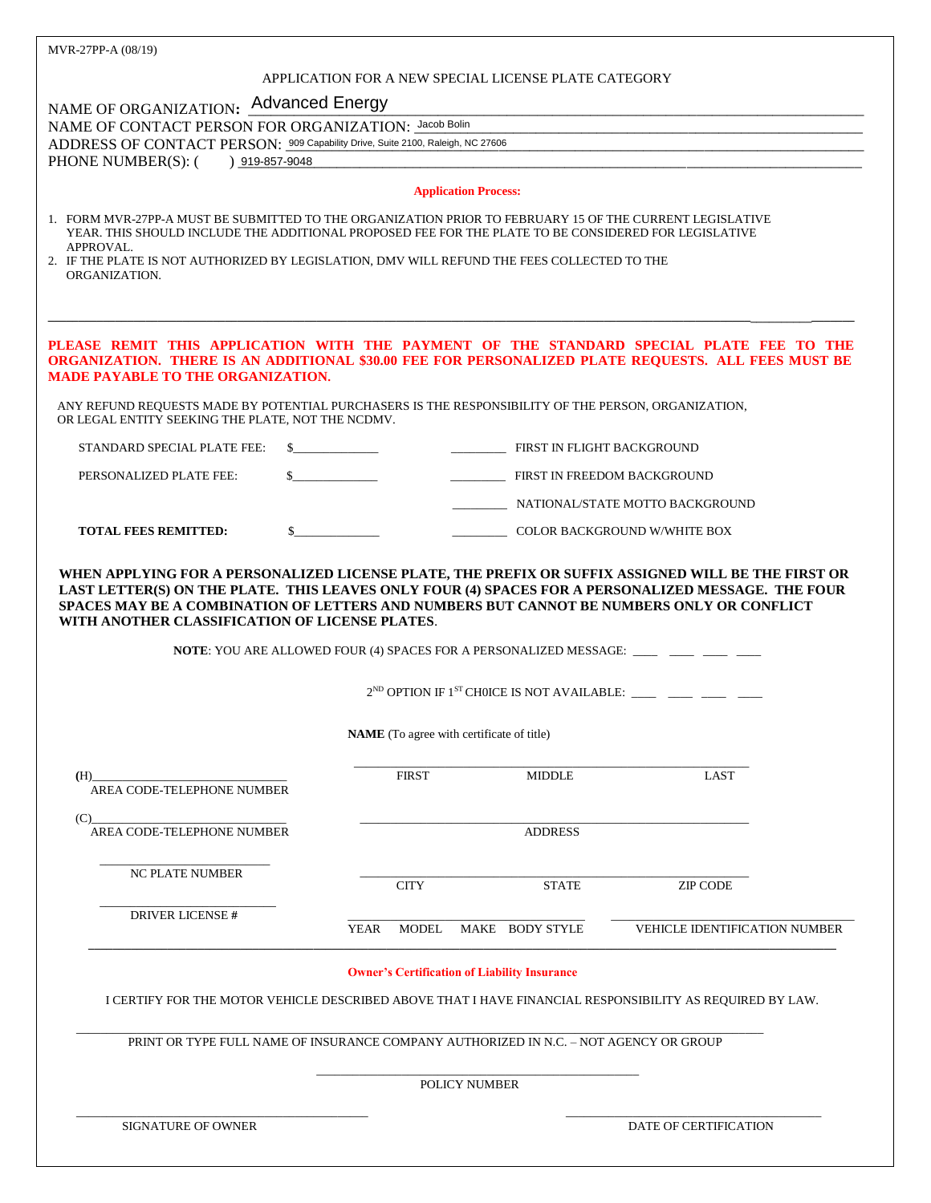MVR-27PP-A (08/19)

APPLICATION FOR A NEW SPECIAL LICENSE PLATE CATEGORY

NAME OF ORGANIZATION: Advanced Energy

NAME OF CONTACT PERSON FOR ORGANIZATION: Jacob Bolin

ADDRESS OF CONTACT PERSON: 909 Capability Drive, Suite 2100, Raleigh, NC 27606

PHONE NUMBER(S): ( ) 919-857-9048

**Application Process:**

1. FORM MVR-27PP-A MUST BE SUBMITTED TO THE ORGANIZATION PRIOR TO FEBRUARY 15 OF THE CURRENT LEGISLATIVE YEAR. THIS SHOULD INCLUDE THE ADDITIONAL PROPOSED FEE FOR THE PLATE TO BE CONSIDERED FOR LEGISLATIVE APPROVAL.
2. IF THE PLATE IS NOT AUTHORIZED BY LEGISLATION, DMV WILL REFUND THE FEES COLLECTED TO THE ORGANIZATION.

---

**PLEASE REMIT THIS APPLICATION WITH THE PAYMENT OF THE STANDARD SPECIAL PLATE FEE TO THE ORGANIZATION. THERE IS AN ADDITIONAL $30.00 FEE FOR PERSONALIZED PLATE REQUESTS. ALL FEES MUST BE MADE PAYABLE TO THE ORGANIZATION.**

ANY REFUND REQUESTS MADE BY POTENTIAL PURCHASERS IS THE RESPONSIBILITY OF THE PERSON, ORGANIZATION, OR LEGAL ENTITY SEEKING THE PLATE, NOT THE NCDMV.

| | | | |
|---|---|---|---|
| STANDARD SPECIAL PLATE FEE: | $______ | ______ | FIRST IN FLIGHT BACKGROUND |
| PERSONALIZED PLATE FEE: | $______ | ______ | FIRST IN FREEDOM BACKGROUND |
| | | ______ | NATIONAL/STATE MOTTO BACKGROUND |
| **TOTAL FEES REMITTED:** | $______ | ______ | COLOR BACKGROUND W/WHITE BOX |

**WHEN APPLYING FOR A PERSONALIZED LICENSE PLATE, THE PREFIX OR SUFFIX ASSIGNED WILL BE THE FIRST OR LAST LETTER(S) ON THE PLATE. THIS LEAVES ONLY FOUR (4) SPACES FOR A PERSONALIZED MESSAGE. THE FOUR SPACES MAY BE A COMBINATION OF LETTERS AND NUMBERS BUT CANNOT BE NUMBERS ONLY OR CONFLICT WITH ANOTHER CLASSIFICATION OF LICENSE PLATES**.

**NOTE**: YOU ARE ALLOWED FOUR (4) SPACES FOR A PERSONALIZED MESSAGE: ___ ___ ___ ___

2ND OPTION IF 1ST CH0ICE IS NOT AVAILABLE: ___ ___ ___ ___

**NAME** (To agree with certificate of title)

(H)______________________ AREA CODE-TELEPHONE NUMBER

______________________ FIRST MIDDLE LAST

(C)______________________ AREA CODE-TELEPHONE NUMBER

______________________ ADDRESS

______________________ NC PLATE NUMBER

______________________ CITY STATE ZIP CODE

______________________ DRIVER LICENSE #

______________________ YEAR MODEL MAKE BODY STYLE

______________________ VEHICLE IDENTIFICATION NUMBER

---

**Owner's Certification of Liability Insurance**

I CERTIFY FOR THE MOTOR VEHICLE DESCRIBED ABOVE THAT I HAVE FINANCIAL RESPONSIBILITY AS REQUIRED BY LAW.

______________________ PRINT OR TYPE FULL NAME OF INSURANCE COMPANY AUTHORIZED IN N.C. – NOT AGENCY OR GROUP

______________________ POLICY NUMBER

______________________ SIGNATURE OF OWNER

______________________ DATE OF CERTIFICATION